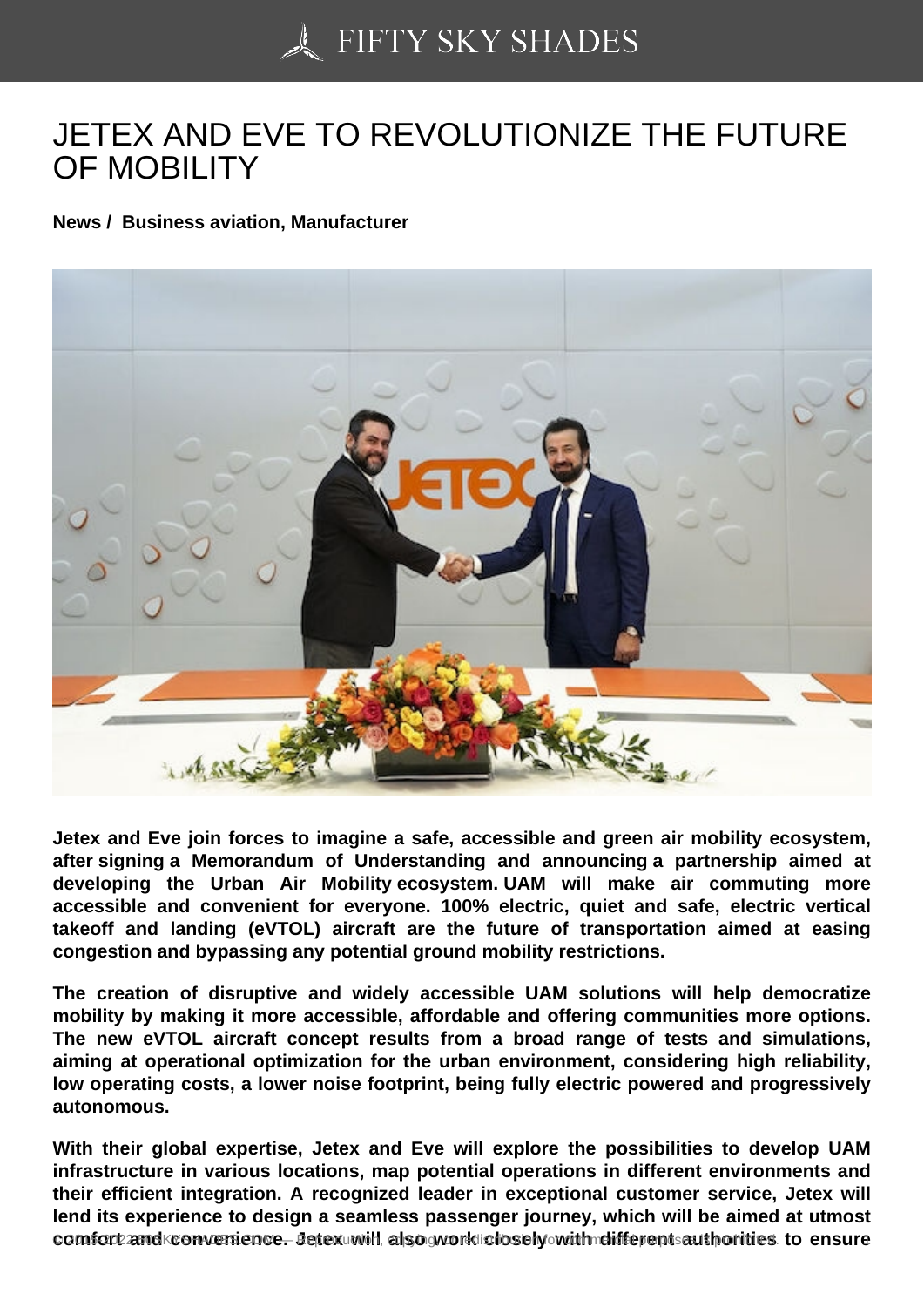# JETEX AND EVE TO REVOLUTIONIZE THE FUTURE OF MOBILITY

**News / Business aviation, Manufacturer**

**Jetex and Eve join forces to imagine a safe, accessible and green air mobility ecosystem, after signing a Memorandum of Understanding and announcing a partnership aimed at developing the Urban Air Mobility ecosystem. UAM will make air commuting more accessible and convenient for everyone. 100% electric, quiet and safe, electric vertical takeoff and landing (eVTOL) aircraft are the future of transportation aimed at easing congestion and bypassing any potential ground mobility restrictions.**

**The creation of disruptive and widely accessible UAM solutions will help democratize mobility by making it more accessible, affordable and offering communities more options. The new eVTOL aircraft concept results from a broad range of tests and simulations, aiming at operational optimization for the urban environment, considering high reliability, low operating costs, a lower noise footprint, being fully electric powered and progressively autonomous.**

**With their global expertise, Jetex and Eve will explore the possibilities to develop UAM infrastructure in various locations, map potential operations in different environments and their efficient integration. A recognized leader in exceptional customer service, Jetex will lend its experience to design a seamless passenger journey, which will be aimed at utmost comfort and convenience. Jetex will also work closely with different authorities to ensure**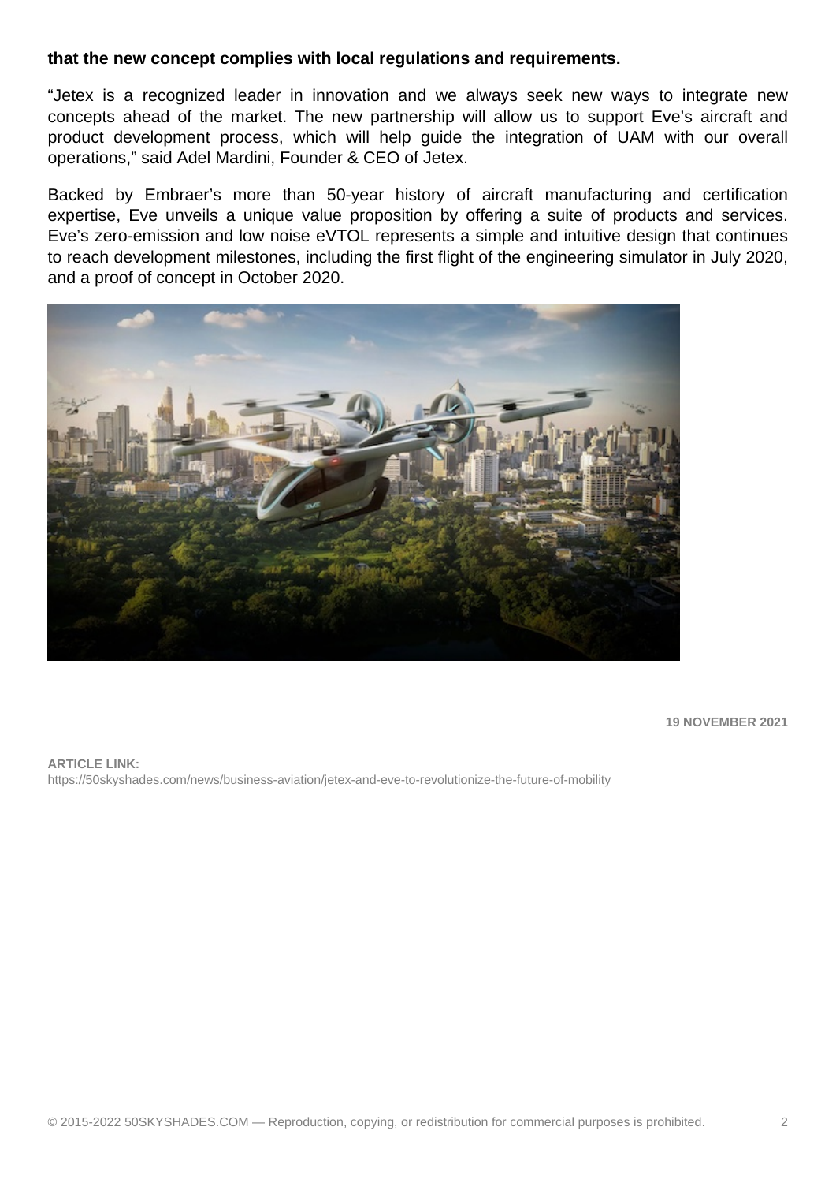**that the new concept complies with local regulations and requirements.**

“Jetex is a recognized leader in innovation and we always seek new ways to integrate new concepts ahead of the market. The new partnership will allow us to support Eve’s aircraft and product development process, which will help guide the integration of UAM with our overall operations,” said Adel Mardini, Founder & CEO of Jetex.

Backed by Embraer’s more than 50-year history of aircraft manufacturing and certification expertise, Eve unveils a unique value proposition by offering a suite of products and services. Eve’s zero-emission and low noise eVTOL represents a simple and intuitive design that continues to reach development milestones, including the first flight of the engineering simulator in July 2020, and a proof of concept in October 2020.

**19 NOVEMBER 2021**

**ARTICLE LINK:**
https://50skyshades.com/news/business-aviation/jetex-and-eve-to-revolutionize-the-future-of-mobility